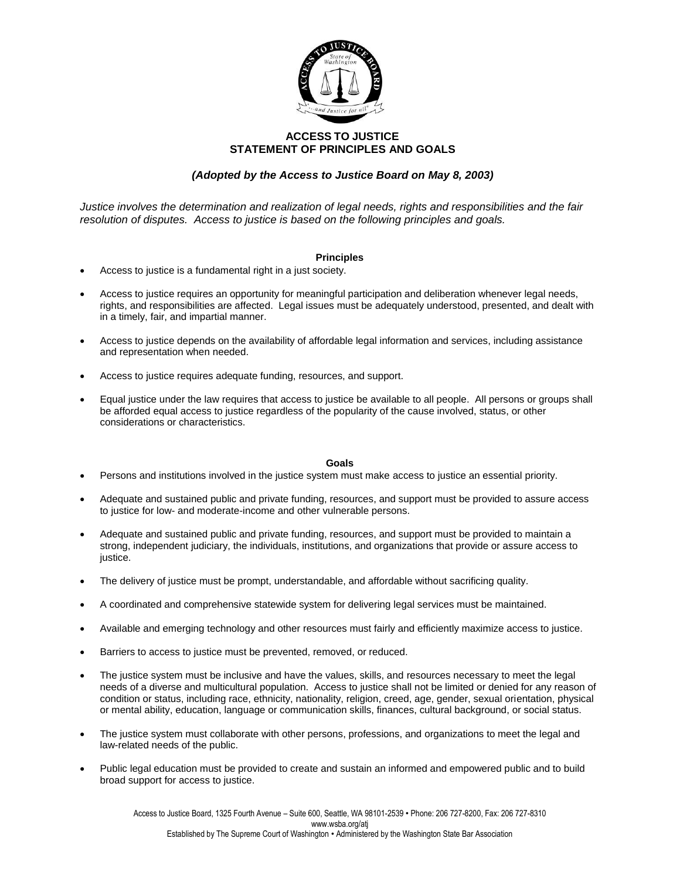# ACCESS TO JUSTICE
# STATEMENT OF PRINCIPLES AND GOALS

***(Adopted by the Access to Justice Board on May 8, 2003)***

*Justice involves the determination and realization of legal needs, rights and responsibilities and the fair resolution of disputes. Access to justice is based on the following principles and goals.*

## Principles

- Access to justice is a fundamental right in a just society.
- Access to justice requires an opportunity for meaningful participation and deliberation whenever legal needs, rights, and responsibilities are affected. Legal issues must be adequately understood, presented, and dealt with in a timely, fair, and impartial manner.
- Access to justice depends on the availability of affordable legal information and services, including assistance and representation when needed.
- Access to justice requires adequate funding, resources, and support.
- Equal justice under the law requires that access to justice be available to all people. All persons or groups shall be afforded equal access to justice regardless of the popularity of the cause involved, status, or other considerations or characteristics.

## Goals

- Persons and institutions involved in the justice system must make access to justice an essential priority.
- Adequate and sustained public and private funding, resources, and support must be provided to assure access to justice for low- and moderate-income and other vulnerable persons.
- Adequate and sustained public and private funding, resources, and support must be provided to maintain a strong, independent judiciary, the individuals, institutions, and organizations that provide or assure access to justice.
- The delivery of justice must be prompt, understandable, and affordable without sacrificing quality.
- A coordinated and comprehensive statewide system for delivering legal services must be maintained.
- Available and emerging technology and other resources must fairly and efficiently maximize access to justice.
- Barriers to access to justice must be prevented, removed, or reduced.
- The justice system must be inclusive and have the values, skills, and resources necessary to meet the legal needs of a diverse and multicultural population. Access to justice shall not be limited or denied for any reason of condition or status, including race, ethnicity, nationality, religion, creed, age, gender, sexual orientation, physical or mental ability, education, language or communication skills, finances, cultural background, or social status.
- The justice system must collaborate with other persons, professions, and organizations to meet the legal and law-related needs of the public.
- Public legal education must be provided to create and sustain an informed and empowered public and to build broad support for access to justice.

Access to Justice Board, 1325 Fourth Avenue – Suite 600, Seattle, WA 98101-2539 • Phone: 206 727-8200, Fax: 206 727-8310
www.wsba.org/atj
Established by The Supreme Court of Washington • Administered by the Washington State Bar Association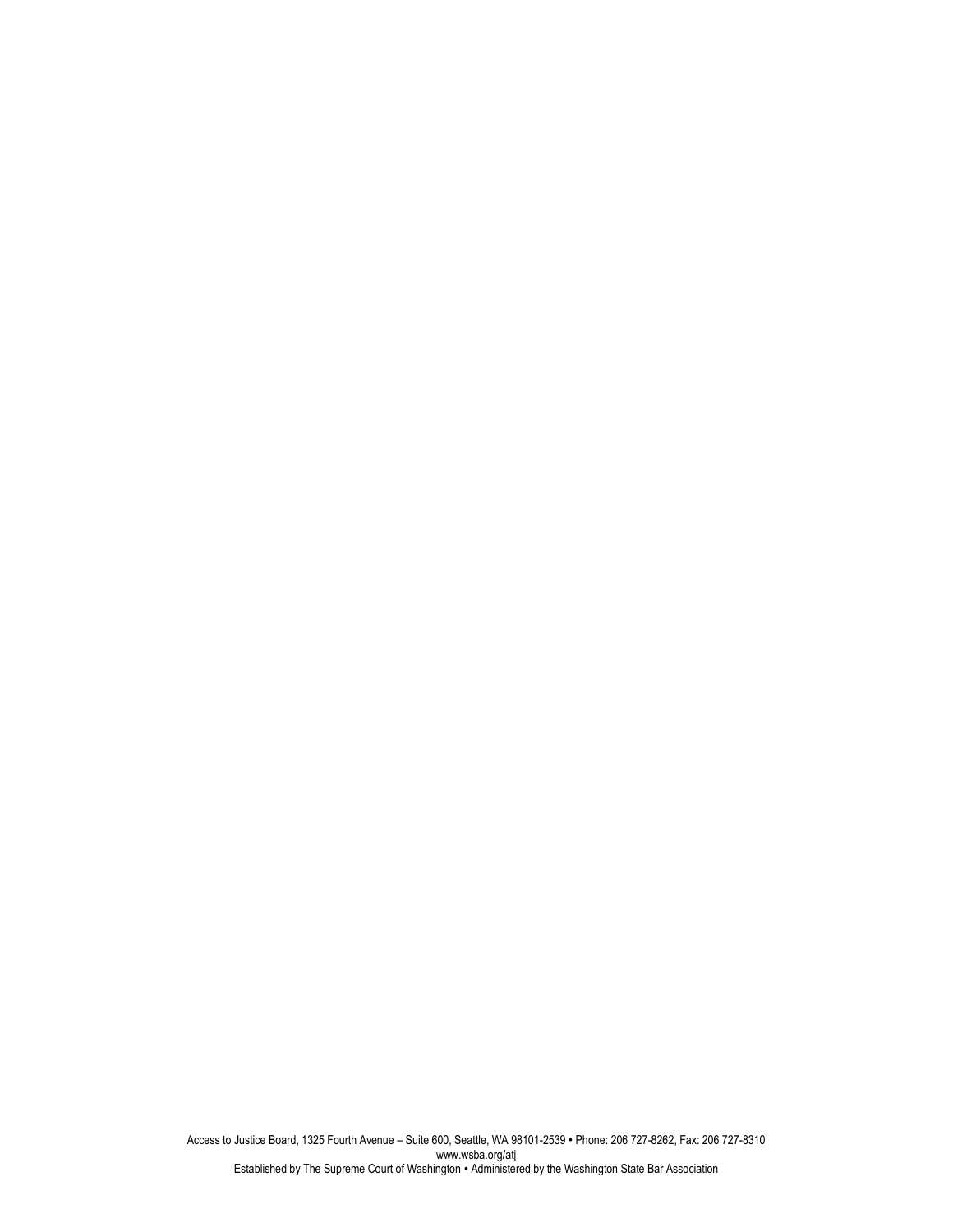Access to Justice Board, 1325 Fourth Avenue – Suite 600, Seattle, WA 98101-2539 • Phone: 206 727-8262, Fax: 206 727-8310
www.wsba.org/atj
Established by The Supreme Court of Washington • Administered by the Washington State Bar Association